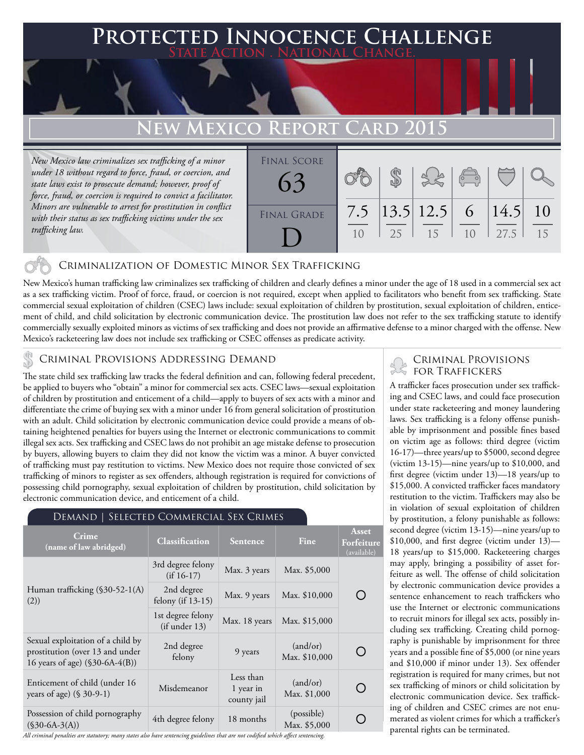# Protected Innocence Challenge

State Action . National Change.

## New Mexico Report Card 2015

*New Mexico law criminalizes sex trafficking of a minor under 18 without regard to force, fraud, or coercion, and state laws exist to prosecute demand; however, proof of force, fraud, or coercion is required to convict a facilitator. Minors are vulnerable to arrest for prostitution in conflict with their status as sex trafficking victims under the sex trafficking law.*

| Final Score | 63 |
|---|---|
| Final Grade | D |

| Criminalization of Domestic Minor Sex Trafficking | Criminal Provisions Addressing Demand | Criminal Provisions for Traffickers | Criminal Provisions for Facilitators | Protective Provisions for the Child Victims | Criminal Justice Tools for Investigation and Prosecutions |
|---|---|---|---|---|---|
| 7.5/10 | 13.5/25 | 12.5/15 | 6/10 | 14.5/27.5 | 10/15 |

### Criminalization of Domestic Minor Sex Trafficking

New Mexico's human trafficking law criminalizes sex trafficking of children and clearly defines a minor under the age of 18 used in a commercial sex act as a sex trafficking victim. Proof of force, fraud, or coercion is not required, except when applied to facilitators who benefit from sex trafficking. State commercial sexual exploitation of children (CSEC) laws include: sexual exploitation of children by prostitution, sexual exploitation of children, enticement of child, and child solicitation by electronic communication device. The prostitution law does not refer to the sex trafficking statute to identify commercially sexually exploited minors as victims of sex trafficking and does not provide an affirmative defense to a minor charged with the offense. New Mexico's racketeering law does not include sex trafficking or CSEC offenses as predicate activity.

### Criminal Provisions Addressing Demand

The state child sex trafficking law tracks the federal definition and can, following federal precedent, be applied to buyers who "obtain" a minor for commercial sex acts. CSEC laws—sexual exploitation of children by prostitution and enticement of a child—apply to buyers of sex acts with a minor and differentiate the crime of buying sex with a minor under 16 from general solicitation of prostitution with an adult. Child solicitation by electronic communication device could provide a means of obtaining heightened penalties for buyers using the Internet or electronic communications to commit illegal sex acts. Sex trafficking and CSEC laws do not prohibit an age mistake defense to prosecution by buyers, allowing buyers to claim they did not know the victim was a minor. A buyer convicted of trafficking must pay restitution to victims. New Mexico does not require those convicted of sex trafficking of minors to register as sex offenders, although registration is required for convictions of possessing child pornography, sexual exploitation of children by prostitution, child solicitation by electronic communication device, and enticement of a child.

#### Demand | Selected Commercial Sex Crimes

| Crime (name of law abridged) | Classification | Sentence | Fine | Asset Forfeiture (available) |
|---|---|---|---|---|
| Human trafficking (§30-52-1(A)(2)) | 3rd degree felony (if 16-17) | Max. 3 years | Max. $5,000 | ○ |
| | 2nd degree felony (if 13-15) | Max. 9 years | Max. $10,000 | |
| | 1st degree felony (if under 13) | Max. 18 years | Max. $15,000 | |
| Sexual exploitation of a child by prostitution (over 13 and under 16 years of age) (§30-6A-4(B)) | 2nd degree felony | 9 years | (and/or) Max. $10,000 | ○ |
| Enticement of child (under 16 years of age) (§ 30-9-1) | Misdemeanor | Less than 1 year in county jail | (and/or) Max. $1,000 | ○ |
| Possession of child pornography (§30-6A-3(A)) | 4th degree felony | 18 months | (possible) Max. $5,000 | ○ |

*All criminal penalties are statutory; many states also have sentencing guidelines that are not codified which affect sentencing.*

### Criminal Provisions for Traffickers

A trafficker faces prosecution under sex trafficking and CSEC laws, and could face prosecution under state racketeering and money laundering laws. Sex trafficking is a felony offense punishable by imprisonment and possible fines based on victim age as follows: third degree (victim 16-17)—three years/up to $5000, second degree (victim 13-15)—nine years/up to $10,000, and first degree (victim under 13)—18 years/up to $15,000. A convicted trafficker faces mandatory restitution to the victim. Traffickers may also be in violation of sexual exploitation of children by prostitution, a felony punishable as follows: second degree (victim 13-15)—nine years/up to $10,000, and first degree (victim under 13)—18 years/up to $15,000. Racketeering charges may apply, bringing a possibility of asset forfeiture as well. The offense of child solicitation by electronic communication device provides a sentence enhancement to reach traffickers who use the Internet or electronic communications to recruit minors for illegal sex acts, possibly including sex trafficking. Creating child pornography is punishable by imprisonment for three years and a possible fine of $5,000 (or nine years and $10,000 if minor under 13). Sex offender registration is required for many crimes, but not sex trafficking of minors or child solicitation by electronic communication device. Sex trafficking of children and CSEC crimes are not enumerated as violent crimes for which a trafficker's parental rights can be terminated.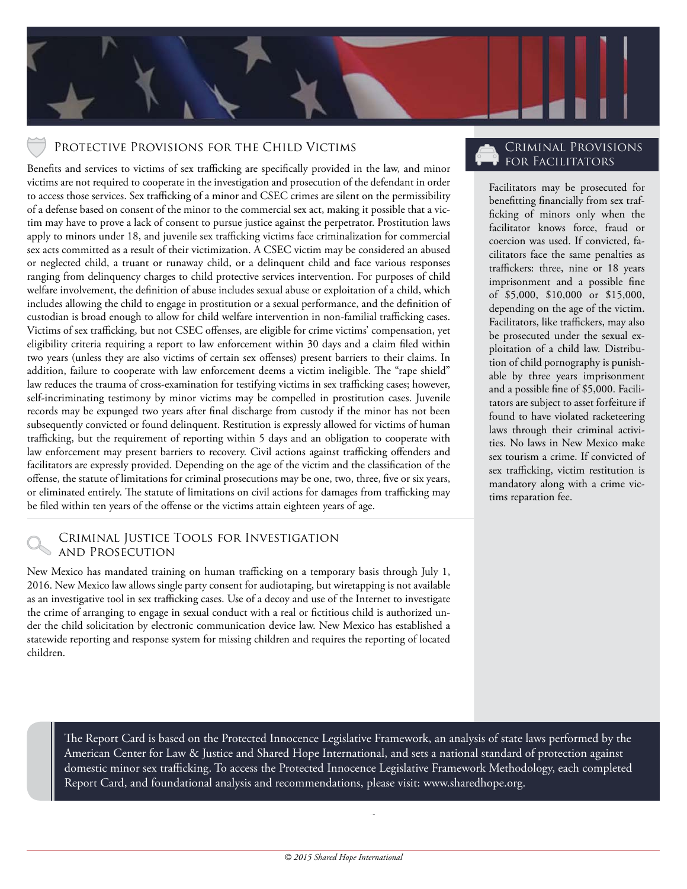## Protective Provisions for the Child Victims

Benefits and services to victims of sex trafficking are specifically provided in the law, and minor victims are not required to cooperate in the investigation and prosecution of the defendant in order to access those services. Sex trafficking of a minor and CSEC crimes are silent on the permissibility of a defense based on consent of the minor to the commercial sex act, making it possible that a victim may have to prove a lack of consent to pursue justice against the perpetrator. Prostitution laws apply to minors under 18, and juvenile sex trafficking victims face criminalization for commercial sex acts committed as a result of their victimization. A CSEC victim may be considered an abused or neglected child, a truant or runaway child, or a delinquent child and face various responses ranging from delinquency charges to child protective services intervention. For purposes of child welfare involvement, the definition of abuse includes sexual abuse or exploitation of a child, which includes allowing the child to engage in prostitution or a sexual performance, and the definition of custodian is broad enough to allow for child welfare intervention in non-familial trafficking cases. Victims of sex trafficking, but not CSEC offenses, are eligible for crime victims' compensation, yet eligibility criteria requiring a report to law enforcement within 30 days and a claim filed within two years (unless they are also victims of certain sex offenses) present barriers to their claims. In addition, failure to cooperate with law enforcement deems a victim ineligible. The "rape shield" law reduces the trauma of cross-examination for testifying victims in sex trafficking cases; however, self-incriminating testimony by minor victims may be compelled in prostitution cases. Juvenile records may be expunged two years after final discharge from custody if the minor has not been subsequently convicted or found delinquent. Restitution is expressly allowed for victims of human trafficking, but the requirement of reporting within 5 days and an obligation to cooperate with law enforcement may present barriers to recovery. Civil actions against trafficking offenders and facilitators are expressly provided. Depending on the age of the victim and the classification of the offense, the statute of limitations for criminal prosecutions may be one, two, three, five or six years, or eliminated entirely. The statute of limitations on civil actions for damages from trafficking may be filed within ten years of the offense or the victims attain eighteen years of age.

## Criminal Justice Tools for Investigation and Prosecution

New Mexico has mandated training on human trafficking on a temporary basis through July 1, 2016. New Mexico law allows single party consent for audiotaping, but wiretapping is not available as an investigative tool in sex trafficking cases. Use of a decoy and use of the Internet to investigate the crime of arranging to engage in sexual conduct with a real or fictitious child is authorized under the child solicitation by electronic communication device law. New Mexico has established a statewide reporting and response system for missing children and requires the reporting of located children.

## Criminal Provisions for Facilitators

Facilitators may be prosecuted for benefitting financially from sex trafficking of minors only when the facilitator knows force, fraud or coercion was used. If convicted, facilitators face the same penalties as traffickers: three, nine or 18 years imprisonment and a possible fine of $5,000, $10,000 or $15,000, depending on the age of the victim. Facilitators, like traffickers, may also be prosecuted under the sexual exploitation of a child law. Distribution of child pornography is punishable by three years imprisonment and a possible fine of $5,000. Facilitators are subject to asset forfeiture if found to have violated racketeering laws through their criminal activities. No laws in New Mexico make sex tourism a crime. If convicted of sex trafficking, victim restitution is mandatory along with a crime victims reparation fee.

The Report Card is based on the Protected Innocence Legislative Framework, an analysis of state laws performed by the American Center for Law & Justice and Shared Hope International, and sets a national standard of protection against domestic minor sex trafficking. To access the Protected Innocence Legislative Framework Methodology, each completed Report Card, and foundational analysis and recommendations, please visit: www.sharedhope.org.

*© 2015 Shared Hope International*